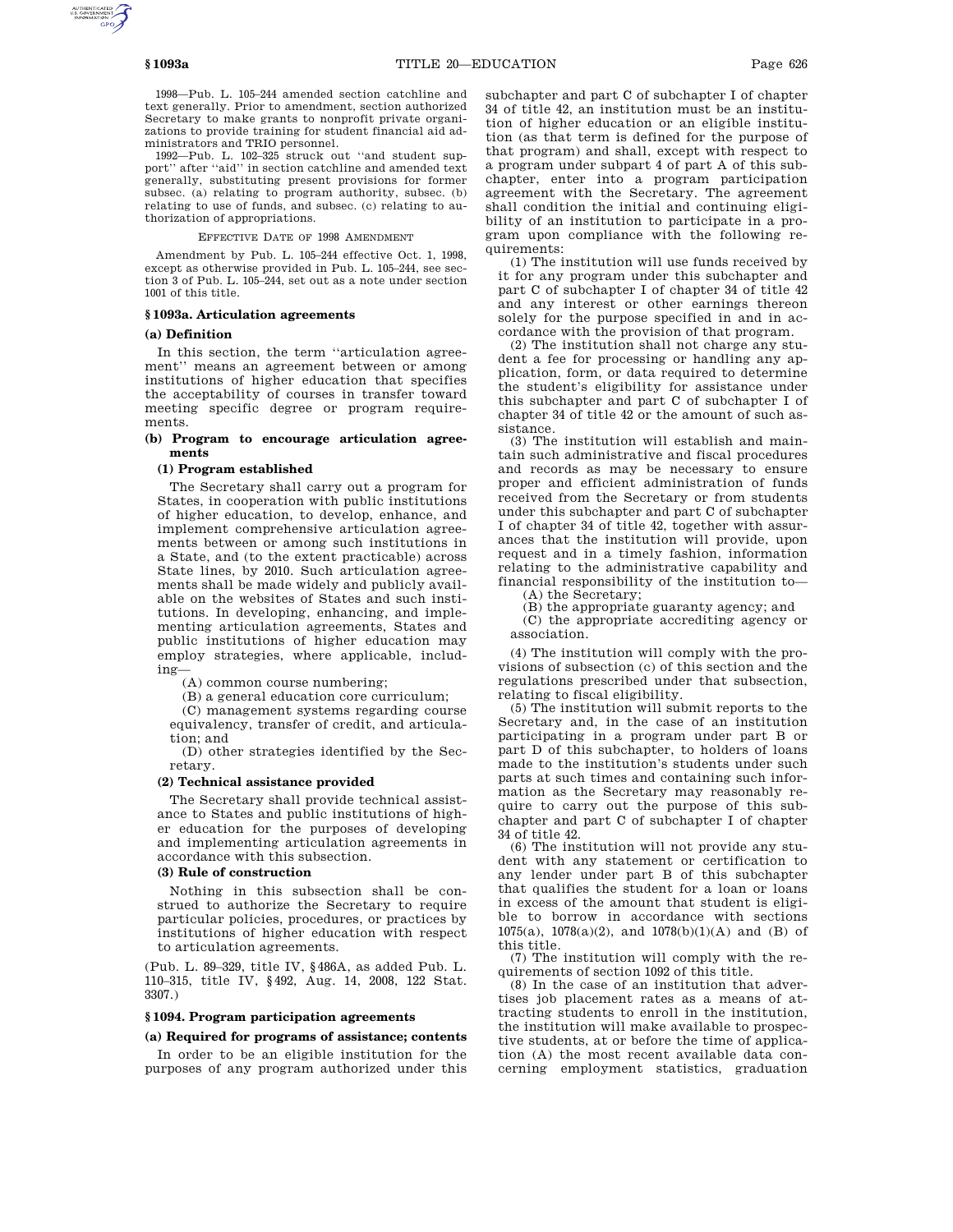1998—Pub. L. 105–244 amended section catchline and text generally. Prior to amendment, section authorized Secretary to make grants to nonprofit private organizations to provide training for student financial aid administrators and TRIO personnel.

1992—Pub. L. 102–325 struck out "and student support" after "aid" in section catchline and amended text generally, substituting present provisions for former subsec. (a) relating to program authority, subsec. (b) relating to use of funds, and subsec. (c) relating to authorization of appropriations.

EFFECTIVE DATE OF 1998 AMENDMENT

Amendment by Pub. L. 105–244 effective Oct. 1, 1998, except as otherwise provided in Pub. L. 105–244, see section 3 of Pub. L. 105–244, set out as a note under section 1001 of this title.

### § 1093a. Articulation agreements

#### (a) Definition

In this section, the term "articulation agreement" means an agreement between or among institutions of higher education that specifies the acceptability of courses in transfer toward meeting specific degree or program requirements.

#### (b) Program to encourage articulation agreements

##### (1) Program established

The Secretary shall carry out a program for States, in cooperation with public institutions of higher education, to develop, enhance, and implement comprehensive articulation agreements between or among such institutions in a State, and (to the extent practicable) across State lines, by 2010. Such articulation agreements shall be made widely and publicly available on the websites of States and such institutions. In developing, enhancing, and implementing articulation agreements, States and public institutions of higher education may employ strategies, where applicable, including—

(A) common course numbering;

(B) a general education core curriculum;

(C) management systems regarding course equivalency, transfer of credit, and articulation; and

(D) other strategies identified by the Secretary.

##### (2) Technical assistance provided

The Secretary shall provide technical assistance to States and public institutions of higher education for the purposes of developing and implementing articulation agreements in accordance with this subsection.

##### (3) Rule of construction

Nothing in this subsection shall be construed to authorize the Secretary to require particular policies, procedures, or practices by institutions of higher education with respect to articulation agreements.

(Pub. L. 89–329, title IV, §486A, as added Pub. L. 110–315, title IV, §492, Aug. 14, 2008, 122 Stat. 3307.)

### § 1094. Program participation agreements

#### (a) Required for programs of assistance; contents

In order to be an eligible institution for the purposes of any program authorized under this subchapter and part C of subchapter I of chapter 34 of title 42, an institution must be an institution of higher education or an eligible institution (as that term is defined for the purpose of that program) and shall, except with respect to a program under subpart 4 of part A of this subchapter, enter into a program participation agreement with the Secretary. The agreement shall condition the initial and continuing eligibility of an institution to participate in a program upon compliance with the following requirements:

(1) The institution will use funds received by it for any program under this subchapter and part C of subchapter I of chapter 34 of title 42 and any interest or other earnings thereon solely for the purpose specified in and in accordance with the provision of that program.

(2) The institution shall not charge any student a fee for processing or handling any application, form, or data required to determine the student's eligibility for assistance under this subchapter and part C of subchapter I of chapter 34 of title 42 or the amount of such assistance.

(3) The institution will establish and maintain such administrative and fiscal procedures and records as may be necessary to ensure proper and efficient administration of funds received from the Secretary or from students under this subchapter and part C of subchapter I of chapter 34 of title 42, together with assurances that the institution will provide, upon request and in a timely fashion, information relating to the administrative capability and financial responsibility of the institution to—

(A) the Secretary;

(B) the appropriate guaranty agency; and

(C) the appropriate accrediting agency or association.

(4) The institution will comply with the provisions of subsection (c) of this section and the regulations prescribed under that subsection, relating to fiscal eligibility.

(5) The institution will submit reports to the Secretary and, in the case of an institution participating in a program under part B or part D of this subchapter, to holders of loans made to the institution's students under such parts at such times and containing such information as the Secretary may reasonably require to carry out the purpose of this subchapter and part C of subchapter I of chapter 34 of title 42.

(6) The institution will not provide any student with any statement or certification to any lender under part B of this subchapter that qualifies the student for a loan or loans in excess of the amount that student is eligible to borrow in accordance with sections 1075(a), 1078(a)(2), and 1078(b)(1)(A) and (B) of this title.

(7) The institution will comply with the requirements of section 1092 of this title.

(8) In the case of an institution that advertises job placement rates as a means of attracting students to enroll in the institution, the institution will make available to prospective students, at or before the time of application (A) the most recent available data concerning employment statistics, graduation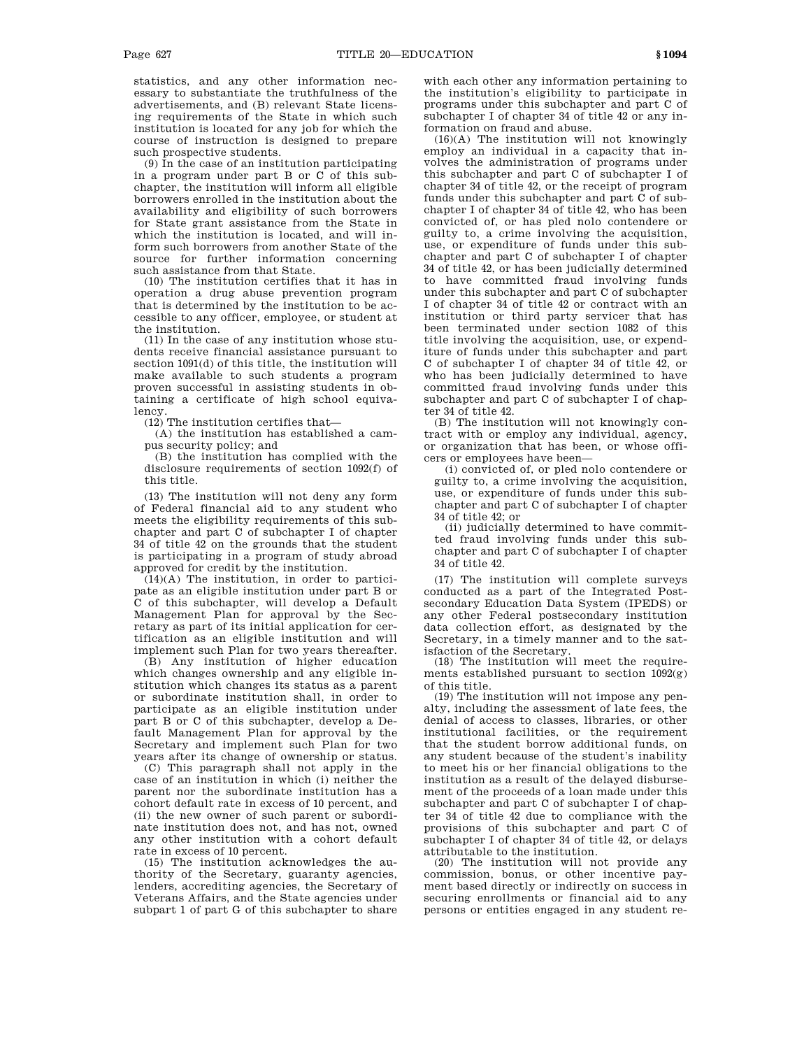statistics, and any other information necessary to substantiate the truthfulness of the advertisements, and (B) relevant State licensing requirements of the State in which such institution is located for any job for which the course of instruction is designed to prepare such prospective students.

(9) In the case of an institution participating in a program under part B or C of this subchapter, the institution will inform all eligible borrowers enrolled in the institution about the availability and eligibility of such borrowers for State grant assistance from the State in which the institution is located, and will inform such borrowers from another State of the source for further information concerning such assistance from that State.

(10) The institution certifies that it has in operation a drug abuse prevention program that is determined by the institution to be accessible to any officer, employee, or student at the institution.

(11) In the case of any institution whose students receive financial assistance pursuant to section 1091(d) of this title, the institution will make available to such students a program proven successful in assisting students in obtaining a certificate of high school equivalency.

(12) The institution certifies that—

(A) the institution has established a campus security policy; and

(B) the institution has complied with the disclosure requirements of section 1092(f) of this title.

(13) The institution will not deny any form of Federal financial aid to any student who meets the eligibility requirements of this subchapter and part C of subchapter I of chapter 34 of title 42 on the grounds that the student is participating in a program of study abroad approved for credit by the institution.

(14)(A) The institution, in order to participate as an eligible institution under part B or C of this subchapter, will develop a Default Management Plan for approval by the Secretary as part of its initial application for certification as an eligible institution and will implement such Plan for two years thereafter.

(B) Any institution of higher education which changes ownership and any eligible institution which changes its status as a parent or subordinate institution shall, in order to participate as an eligible institution under part B or C of this subchapter, develop a Default Management Plan for approval by the Secretary and implement such Plan for two years after its change of ownership or status.

(C) This paragraph shall not apply in the case of an institution in which (i) neither the parent nor the subordinate institution has a cohort default rate in excess of 10 percent, and (ii) the new owner of such parent or subordinate institution does not, and has not, owned any other institution with a cohort default rate in excess of 10 percent.

(15) The institution acknowledges the authority of the Secretary, guaranty agencies, lenders, accrediting agencies, the Secretary of Veterans Affairs, and the State agencies under subpart 1 of part G of this subchapter to share with each other any information pertaining to the institution's eligibility to participate in programs under this subchapter and part C of subchapter I of chapter 34 of title 42 or any information on fraud and abuse.

(16)(A) The institution will not knowingly employ an individual in a capacity that involves the administration of programs under this subchapter and part C of subchapter I of chapter 34 of title 42, or the receipt of program funds under this subchapter and part C of subchapter I of chapter 34 of title 42, who has been convicted of, or has pled nolo contendere or guilty to, a crime involving the acquisition, use, or expenditure of funds under this subchapter and part C of subchapter I of chapter 34 of title 42, or has been judicially determined to have committed fraud involving funds under this subchapter and part C of subchapter I of chapter 34 of title 42 or contract with an institution or third party servicer that has been terminated under section 1082 of this title involving the acquisition, use, or expenditure of funds under this subchapter and part C of subchapter I of chapter 34 of title 42, or who has been judicially determined to have committed fraud involving funds under this subchapter and part C of subchapter I of chapter 34 of title 42.

(B) The institution will not knowingly contract with or employ any individual, agency, or organization that has been, or whose officers or employees have been—

(i) convicted of, or pled nolo contendere or guilty to, a crime involving the acquisition, use, or expenditure of funds under this subchapter and part C of subchapter I of chapter 34 of title 42; or

(ii) judicially determined to have committed fraud involving funds under this subchapter and part C of subchapter I of chapter 34 of title 42.

(17) The institution will complete surveys conducted as a part of the Integrated Postsecondary Education Data System (IPEDS) or any other Federal postsecondary institution data collection effort, as designated by the Secretary, in a timely manner and to the satisfaction of the Secretary.

(18) The institution will meet the requirements established pursuant to section 1092(g) of this title.

(19) The institution will not impose any penalty, including the assessment of late fees, the denial of access to classes, libraries, or other institutional facilities, or the requirement that the student borrow additional funds, on any student because of the student's inability to meet his or her financial obligations to the institution as a result of the delayed disbursement of the proceeds of a loan made under this subchapter and part C of subchapter I of chapter 34 of title 42 due to compliance with the provisions of this subchapter and part C of subchapter I of chapter 34 of title 42, or delays attributable to the institution.

(20) The institution will not provide any commission, bonus, or other incentive payment based directly or indirectly on success in securing enrollments or financial aid to any persons or entities engaged in any student re-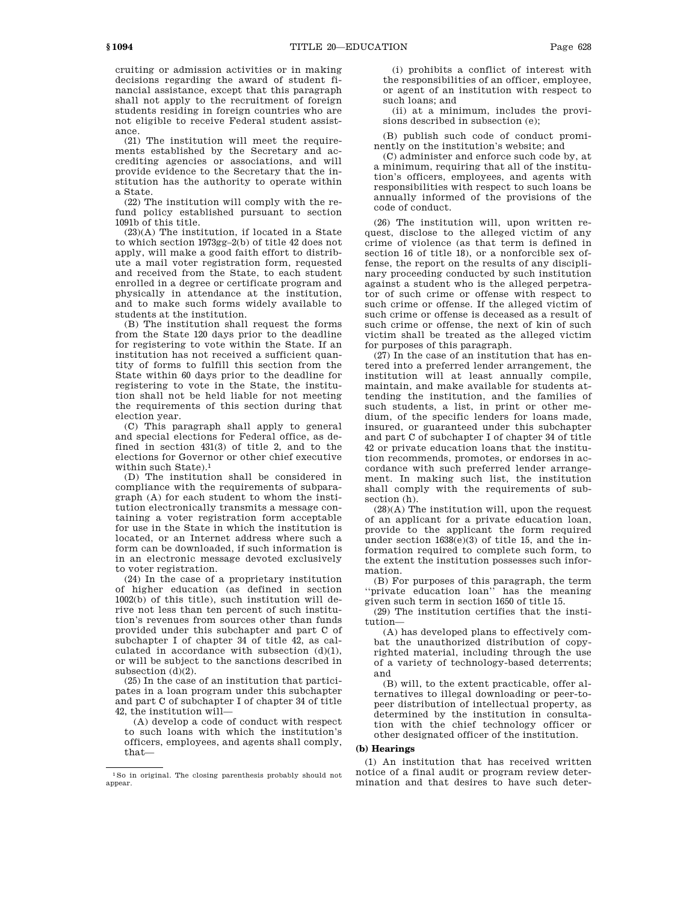cruiting or admission activities or in making decisions regarding the award of student financial assistance, except that this paragraph shall not apply to the recruitment of foreign students residing in foreign countries who are not eligible to receive Federal student assistance.

(21) The institution will meet the requirements established by the Secretary and accrediting agencies or associations, and will provide evidence to the Secretary that the institution has the authority to operate within a State.

(22) The institution will comply with the refund policy established pursuant to section 1091b of this title.

(23)(A) The institution, if located in a State to which section 1973gg–2(b) of title 42 does not apply, will make a good faith effort to distribute a mail voter registration form, requested and received from the State, to each student enrolled in a degree or certificate program and physically in attendance at the institution, and to make such forms widely available to students at the institution.

(B) The institution shall request the forms from the State 120 days prior to the deadline for registering to vote within the State. If an institution has not received a sufficient quantity of forms to fulfill this section from the State within 60 days prior to the deadline for registering to vote in the State, the institution shall not be held liable for not meeting the requirements of this section during that election year.

(C) This paragraph shall apply to general and special elections for Federal office, as defined in section 431(3) of title 2, and to the elections for Governor or other chief executive within such State).[1]

(D) The institution shall be considered in compliance with the requirements of subparagraph (A) for each student to whom the institution electronically transmits a message containing a voter registration form acceptable for use in the State in which the institution is located, or an Internet address where such a form can be downloaded, if such information is in an electronic message devoted exclusively to voter registration.

(24) In the case of a proprietary institution of higher education (as defined in section 1002(b) of this title), such institution will derive not less than ten percent of such institution's revenues from sources other than funds provided under this subchapter and part C of subchapter I of chapter 34 of title 42, as calculated in accordance with subsection (d)(1), or will be subject to the sanctions described in subsection (d)(2).

(25) In the case of an institution that participates in a loan program under this subchapter and part C of subchapter I of chapter 34 of title 42, the institution will—

(A) develop a code of conduct with respect to such loans with which the institution's officers, employees, and agents shall comply, that—

(i) prohibits a conflict of interest with the responsibilities of an officer, employee, or agent of an institution with respect to such loans; and

(ii) at a minimum, includes the provisions described in subsection (e);

(B) publish such code of conduct prominently on the institution's website; and

(C) administer and enforce such code by, at a minimum, requiring that all of the institution's officers, employees, and agents with responsibilities with respect to such loans be annually informed of the provisions of the code of conduct.

(26) The institution will, upon written request, disclose to the alleged victim of any crime of violence (as that term is defined in section 16 of title 18), or a nonforcible sex offense, the report on the results of any disciplinary proceeding conducted by such institution against a student who is the alleged perpetrator of such crime or offense with respect to such crime or offense. If the alleged victim of such crime or offense is deceased as a result of such crime or offense, the next of kin of such victim shall be treated as the alleged victim for purposes of this paragraph.

(27) In the case of an institution that has entered into a preferred lender arrangement, the institution will at least annually compile, maintain, and make available for students attending the institution, and the families of such students, a list, in print or other medium, of the specific lenders for loans made, insured, or guaranteed under this subchapter and part C of subchapter I of chapter 34 of title 42 or private education loans that the institution recommends, promotes, or endorses in accordance with such preferred lender arrangement. In making such list, the institution shall comply with the requirements of subsection (h).

(28)(A) The institution will, upon the request of an applicant for a private education loan, provide to the applicant the form required under section 1638(e)(3) of title 15, and the information required to complete such form, to the extent the institution possesses such information.

(B) For purposes of this paragraph, the term ''private education loan'' has the meaning given such term in section 1650 of title 15.

(29) The institution certifies that the institution—

(A) has developed plans to effectively combat the unauthorized distribution of copyrighted material, including through the use of a variety of technology-based deterrents; and

(B) will, to the extent practicable, offer alternatives to illegal downloading or peer-to-peer distribution of intellectual property, as determined by the institution in consultation with the chief technology officer or other designated officer of the institution.

**(b) Hearings**

(1) An institution that has received written notice of a final audit or program review determination and that desires to have such deter-

[1] So in original. The closing parenthesis probably should not appear.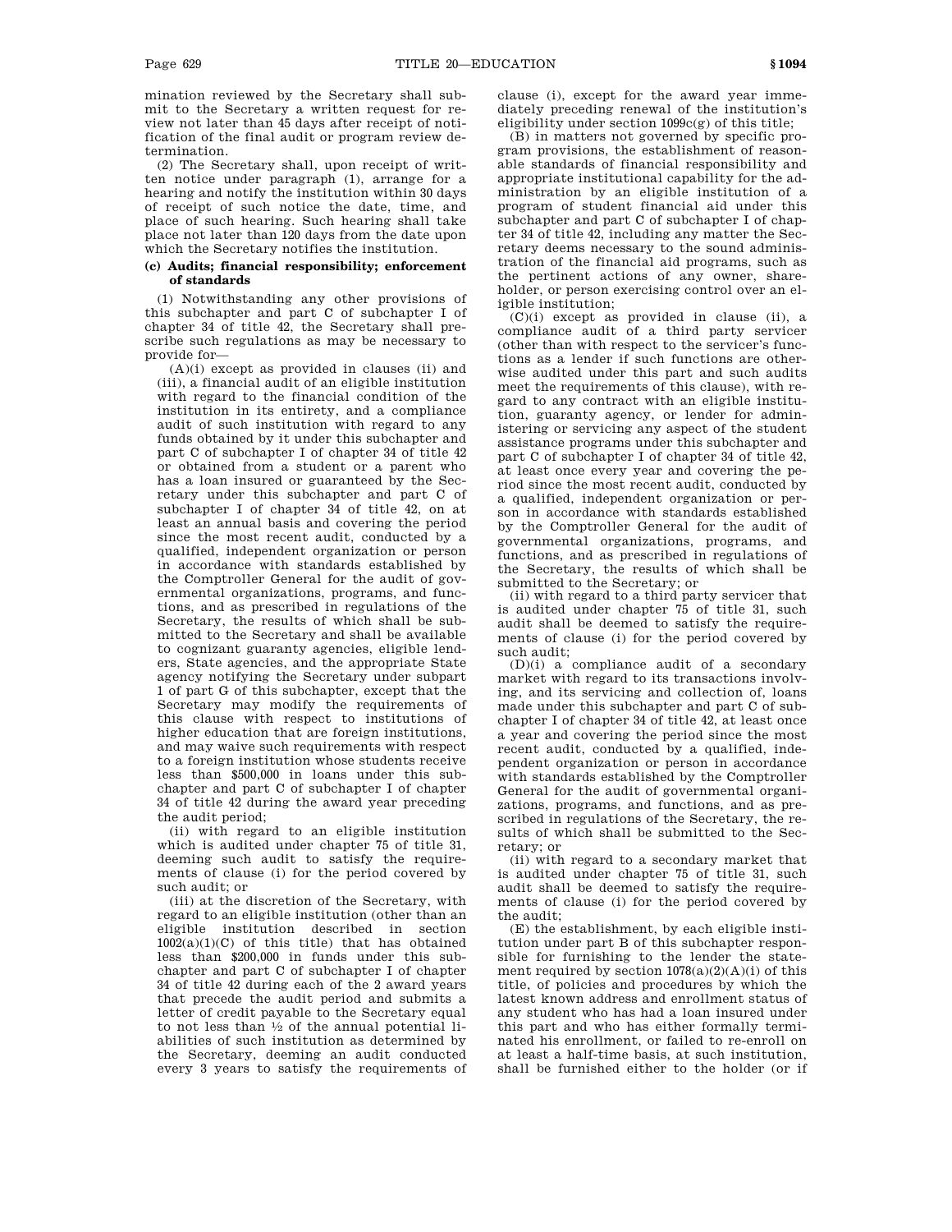mination reviewed by the Secretary shall submit to the Secretary a written request for review not later than 45 days after receipt of notification of the final audit or program review determination.

(2) The Secretary shall, upon receipt of written notice under paragraph (1), arrange for a hearing and notify the institution within 30 days of receipt of such notice the date, time, and place of such hearing. Such hearing shall take place not later than 120 days from the date upon which the Secretary notifies the institution.

**(c) Audits; financial responsibility; enforcement of standards**

(1) Notwithstanding any other provisions of this subchapter and part C of subchapter I of chapter 34 of title 42, the Secretary shall prescribe such regulations as may be necessary to provide for—

(A)(i) except as provided in clauses (ii) and (iii), a financial audit of an eligible institution with regard to the financial condition of the institution in its entirety, and a compliance audit of such institution with regard to any funds obtained by it under this subchapter and part C of subchapter I of chapter 34 of title 42 or obtained from a student or a parent who has a loan insured or guaranteed by the Secretary under this subchapter and part C of subchapter I of chapter 34 of title 42, on at least an annual basis and covering the period since the most recent audit, conducted by a qualified, independent organization or person in accordance with standards established by the Comptroller General for the audit of governmental organizations, programs, and functions, and as prescribed in regulations of the Secretary, the results of which shall be submitted to the Secretary and shall be available to cognizant guaranty agencies, eligible lenders, State agencies, and the appropriate State agency notifying the Secretary under subpart 1 of part G of this subchapter, except that the Secretary may modify the requirements of this clause with respect to institutions of higher education that are foreign institutions, and may waive such requirements with respect to a foreign institution whose students receive less than $500,000 in loans under this subchapter and part C of subchapter I of chapter 34 of title 42 during the award year preceding the audit period;

(ii) with regard to an eligible institution which is audited under chapter 75 of title 31, deeming such audit to satisfy the requirements of clause (i) for the period covered by such audit; or

(iii) at the discretion of the Secretary, with regard to an eligible institution (other than an eligible institution described in section 1002(a)(1)(C) of this title) that has obtained less than $200,000 in funds under this subchapter and part C of subchapter I of chapter 34 of title 42 during each of the 2 award years that precede the audit period and submits a letter of credit payable to the Secretary equal to not less than ½ of the annual potential liabilities of such institution as determined by the Secretary, deeming an audit conducted every 3 years to satisfy the requirements of clause (i), except for the award year immediately preceding renewal of the institution's eligibility under section 1099c(g) of this title;

(B) in matters not governed by specific program provisions, the establishment of reasonable standards of financial responsibility and appropriate institutional capability for the administration by an eligible institution of a program of student financial aid under this subchapter and part C of subchapter I of chapter 34 of title 42, including any matter the Secretary deems necessary to the sound administration of the financial aid programs, such as the pertinent actions of any owner, shareholder, or person exercising control over an eligible institution;

(C)(i) except as provided in clause (ii), a compliance audit of a third party servicer (other than with respect to the servicer's functions as a lender if such functions are otherwise audited under this part and such audits meet the requirements of this clause), with regard to any contract with an eligible institution, guaranty agency, or lender for administering or servicing any aspect of the student assistance programs under this subchapter and part C of subchapter I of chapter 34 of title 42, at least once every year and covering the period since the most recent audit, conducted by a qualified, independent organization or person in accordance with standards established by the Comptroller General for the audit of governmental organizations, programs, and functions, and as prescribed in regulations of the Secretary, the results of which shall be submitted to the Secretary; or

(ii) with regard to a third party servicer that is audited under chapter 75 of title 31, such audit shall be deemed to satisfy the requirements of clause (i) for the period covered by such audit;

(D)(i) a compliance audit of a secondary market with regard to its transactions involving, and its servicing and collection of, loans made under this subchapter and part C of subchapter I of chapter 34 of title 42, at least once a year and covering the period since the most recent audit, conducted by a qualified, independent organization or person in accordance with standards established by the Comptroller General for the audit of governmental organizations, programs, and functions, and as prescribed in regulations of the Secretary, the results of which shall be submitted to the Secretary; or

(ii) with regard to a secondary market that is audited under chapter 75 of title 31, such audit shall be deemed to satisfy the requirements of clause (i) for the period covered by the audit;

(E) the establishment, by each eligible institution under part B of this subchapter responsible for furnishing to the lender the statement required by section 1078(a)(2)(A)(i) of this title, of policies and procedures by which the latest known address and enrollment status of any student who has had a loan insured under this part and who has either formally terminated his enrollment, or failed to re-enroll on at least a half-time basis, at such institution, shall be furnished either to the holder (or if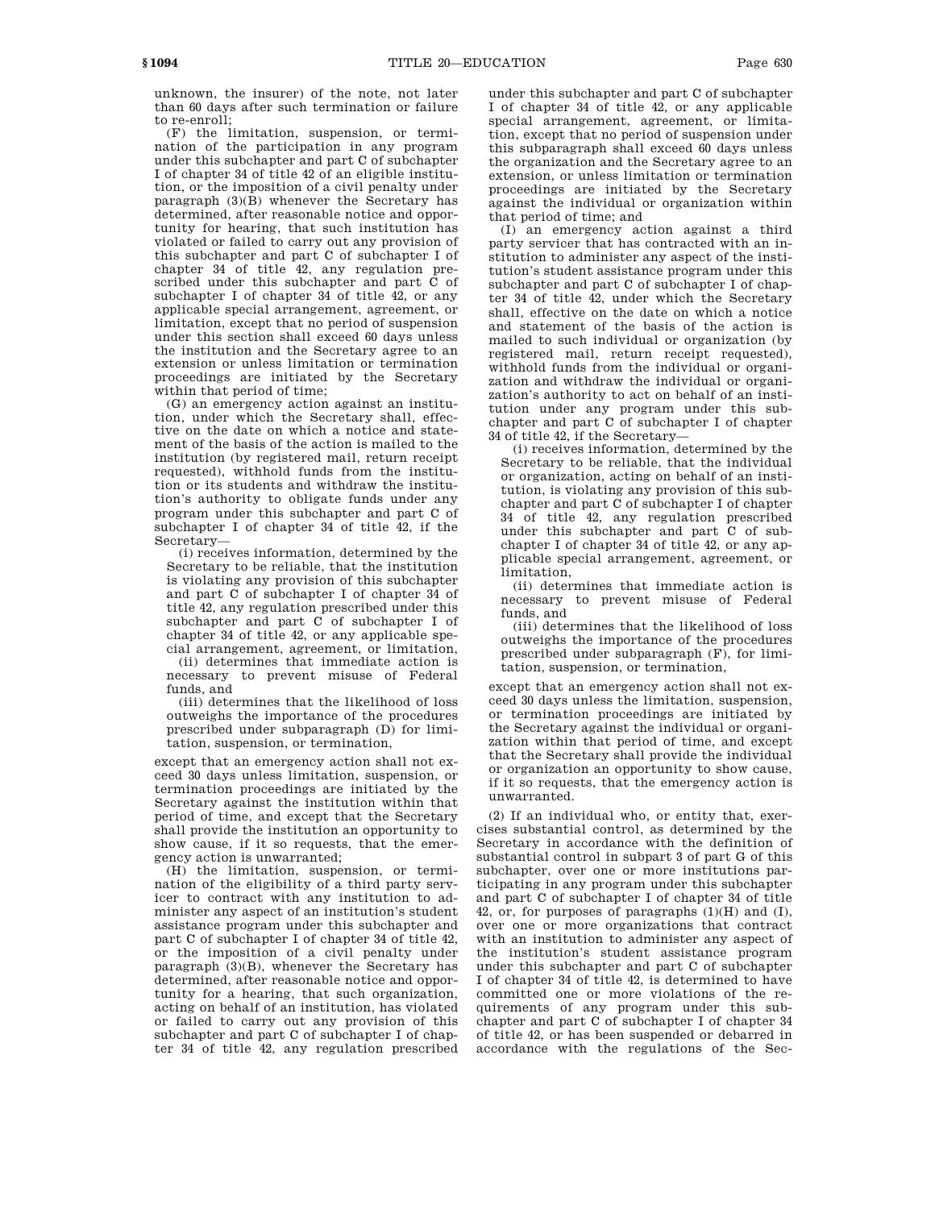unknown, the insurer) of the note, not later than 60 days after such termination or failure to re-enroll;

(F) the limitation, suspension, or termination of the participation in any program under this subchapter and part C of subchapter I of chapter 34 of title 42 of an eligible institution, or the imposition of a civil penalty under paragraph (3)(B) whenever the Secretary has determined, after reasonable notice and opportunity for hearing, that such institution has violated or failed to carry out any provision of this subchapter and part C of subchapter I of chapter 34 of title 42, any regulation prescribed under this subchapter and part C of subchapter I of chapter 34 of title 42, or any applicable special arrangement, agreement, or limitation, except that no period of suspension under this section shall exceed 60 days unless the institution and the Secretary agree to an extension or unless limitation or termination proceedings are initiated by the Secretary within that period of time;

(G) an emergency action against an institution, under which the Secretary shall, effective on the date on which a notice and statement of the basis of the action is mailed to the institution (by registered mail, return receipt requested), withhold funds from the institution or its students and withdraw the institution's authority to obligate funds under any program under this subchapter and part C of subchapter I of chapter 34 of title 42, if the Secretary—

(i) receives information, determined by the Secretary to be reliable, that the institution is violating any provision of this subchapter and part C of subchapter I of chapter 34 of title 42, any regulation prescribed under this subchapter and part C of subchapter I of chapter 34 of title 42, or any applicable special arrangement, agreement, or limitation,

(ii) determines that immediate action is necessary to prevent misuse of Federal funds, and

(iii) determines that the likelihood of loss outweighs the importance of the procedures prescribed under subparagraph (D) for limitation, suspension, or termination,

except that an emergency action shall not exceed 30 days unless limitation, suspension, or termination proceedings are initiated by the Secretary against the institution within that period of time, and except that the Secretary shall provide the institution an opportunity to show cause, if it so requests, that the emergency action is unwarranted;

(H) the limitation, suspension, or termination of the eligibility of a third party servicer to contract with any institution to administer any aspect of an institution's student assistance program under this subchapter and part C of subchapter I of chapter 34 of title 42, or the imposition of a civil penalty under paragraph (3)(B), whenever the Secretary has determined, after reasonable notice and opportunity for a hearing, that such organization, acting on behalf of an institution, has violated or failed to carry out any provision of this subchapter and part C of subchapter I of chapter 34 of title 42, any regulation prescribed under this subchapter and part C of subchapter I of chapter 34 of title 42, or any applicable special arrangement, agreement, or limitation, except that no period of suspension under this subparagraph shall exceed 60 days unless the organization and the Secretary agree to an extension, or unless limitation or termination proceedings are initiated by the Secretary against the individual or organization within that period of time; and

(I) an emergency action against a third party servicer that has contracted with an institution to administer any aspect of the institution's student assistance program under this subchapter and part C of subchapter I of chapter 34 of title 42, under which the Secretary shall, effective on the date on which a notice and statement of the basis of the action is mailed to such individual or organization (by registered mail, return receipt requested), withhold funds from the individual or organization and withdraw the individual or organization's authority to act on behalf of an institution under any program under this subchapter and part C of subchapter I of chapter 34 of title 42, if the Secretary—

(i) receives information, determined by the Secretary to be reliable, that the individual or organization, acting on behalf of an institution, is violating any provision of this subchapter and part C of subchapter I of chapter 34 of title 42, any regulation prescribed under this subchapter and part C of subchapter I of chapter 34 of title 42, or any applicable special arrangement, agreement, or limitation,

(ii) determines that immediate action is necessary to prevent misuse of Federal funds, and

(iii) determines that the likelihood of loss outweighs the importance of the procedures prescribed under subparagraph (F), for limitation, suspension, or termination,

except that an emergency action shall not exceed 30 days unless the limitation, suspension, or termination proceedings are initiated by the Secretary against the individual or organization within that period of time, and except that the Secretary shall provide the individual or organization an opportunity to show cause, if it so requests, that the emergency action is unwarranted.

(2) If an individual who, or entity that, exercises substantial control, as determined by the Secretary in accordance with the definition of substantial control in subpart 3 of part G of this subchapter, over one or more institutions participating in any program under this subchapter and part C of subchapter I of chapter 34 of title 42, or, for purposes of paragraphs (1)(H) and (I), over one or more organizations that contract with an institution to administer any aspect of the institution's student assistance program under this subchapter and part C of subchapter I of chapter 34 of title 42, is determined to have committed one or more violations of the requirements of any program under this subchapter and part C of subchapter I of chapter 34 of title 42, or has been suspended or debarred in accordance with the regulations of the Sec-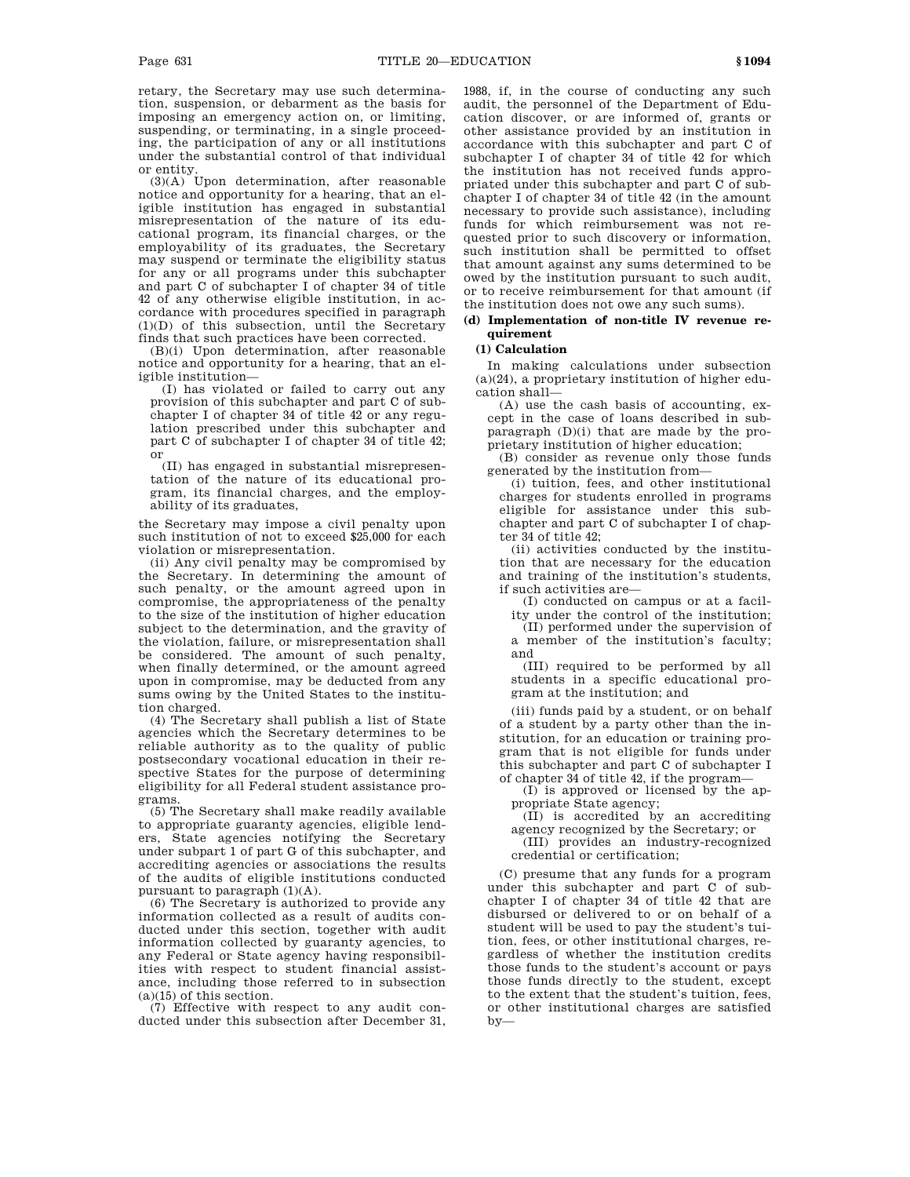retary, the Secretary may use such determination, suspension, or debarment as the basis for imposing an emergency action on, or limiting, suspending, or terminating, in a single proceeding, the participation of any or all institutions under the substantial control of that individual or entity.

(3)(A) Upon determination, after reasonable notice and opportunity for a hearing, that an eligible institution has engaged in substantial misrepresentation of the nature of its educational program, its financial charges, or the employability of its graduates, the Secretary may suspend or terminate the eligibility status for any or all programs under this subchapter and part C of subchapter I of chapter 34 of title 42 of any otherwise eligible institution, in accordance with procedures specified in paragraph (1)(D) of this subsection, until the Secretary finds that such practices have been corrected.

(B)(i) Upon determination, after reasonable notice and opportunity for a hearing, that an eligible institution—

(I) has violated or failed to carry out any provision of this subchapter and part C of subchapter I of chapter 34 of title 42 or any regulation prescribed under this subchapter and part C of subchapter I of chapter 34 of title 42; or

(II) has engaged in substantial misrepresentation of the nature of its educational program, its financial charges, and the employability of its graduates,

the Secretary may impose a civil penalty upon such institution of not to exceed $25,000 for each violation or misrepresentation.

(ii) Any civil penalty may be compromised by the Secretary. In determining the amount of such penalty, or the amount agreed upon in compromise, the appropriateness of the penalty to the size of the institution of higher education subject to the determination, and the gravity of the violation, failure, or misrepresentation shall be considered. The amount of such penalty, when finally determined, or the amount agreed upon in compromise, may be deducted from any sums owing by the United States to the institution charged.

(4) The Secretary shall publish a list of State agencies which the Secretary determines to be reliable authority as to the quality of public postsecondary vocational education in their respective States for the purpose of determining eligibility for all Federal student assistance programs.

(5) The Secretary shall make readily available to appropriate guaranty agencies, eligible lenders, State agencies notifying the Secretary under subpart 1 of part G of this subchapter, and accrediting agencies or associations the results of the audits of eligible institutions conducted pursuant to paragraph (1)(A).

(6) The Secretary is authorized to provide any information collected as a result of audits conducted under this section, together with audit information collected by guaranty agencies, to any Federal or State agency having responsibilities with respect to student financial assistance, including those referred to in subsection (a)(15) of this section.

(7) Effective with respect to any audit conducted under this subsection after December 31, 1988, if, in the course of conducting any such audit, the personnel of the Department of Education discover, or are informed of, grants or other assistance provided by an institution in accordance with this subchapter and part C of subchapter I of chapter 34 of title 42 for which the institution has not received funds appropriated under this subchapter and part C of subchapter I of chapter 34 of title 42 (in the amount necessary to provide such assistance), including funds for which reimbursement was not requested prior to such discovery or information, such institution shall be permitted to offset that amount against any sums determined to be owed by the institution pursuant to such audit, or to receive reimbursement for that amount (if the institution does not owe any such sums).

**(d) Implementation of non-title IV revenue requirement**

**(1) Calculation**

In making calculations under subsection (a)(24), a proprietary institution of higher education shall—

(A) use the cash basis of accounting, except in the case of loans described in subparagraph (D)(i) that are made by the proprietary institution of higher education;

(B) consider as revenue only those funds generated by the institution from—

(i) tuition, fees, and other institutional charges for students enrolled in programs eligible for assistance under this subchapter and part C of subchapter I of chapter 34 of title 42;

(ii) activities conducted by the institution that are necessary for the education and training of the institution's students, if such activities are—

(I) conducted on campus or at a facility under the control of the institution;

(II) performed under the supervision of a member of the institution's faculty; and

(III) required to be performed by all students in a specific educational program at the institution; and

(iii) funds paid by a student, or on behalf of a student by a party other than the institution, for an education or training program that is not eligible for funds under this subchapter and part C of subchapter I of chapter 34 of title 42, if the program—

(I) is approved or licensed by the appropriate State agency;

(II) is accredited by an accrediting agency recognized by the Secretary; or

(III) provides an industry-recognized credential or certification;

(C) presume that any funds for a program under this subchapter and part C of subchapter I of chapter 34 of title 42 that are disbursed or delivered to or on behalf of a student will be used to pay the student's tuition, fees, or other institutional charges, regardless of whether the institution credits those funds to the student's account or pays those funds directly to the student, except to the extent that the student's tuition, fees, or other institutional charges are satisfied by—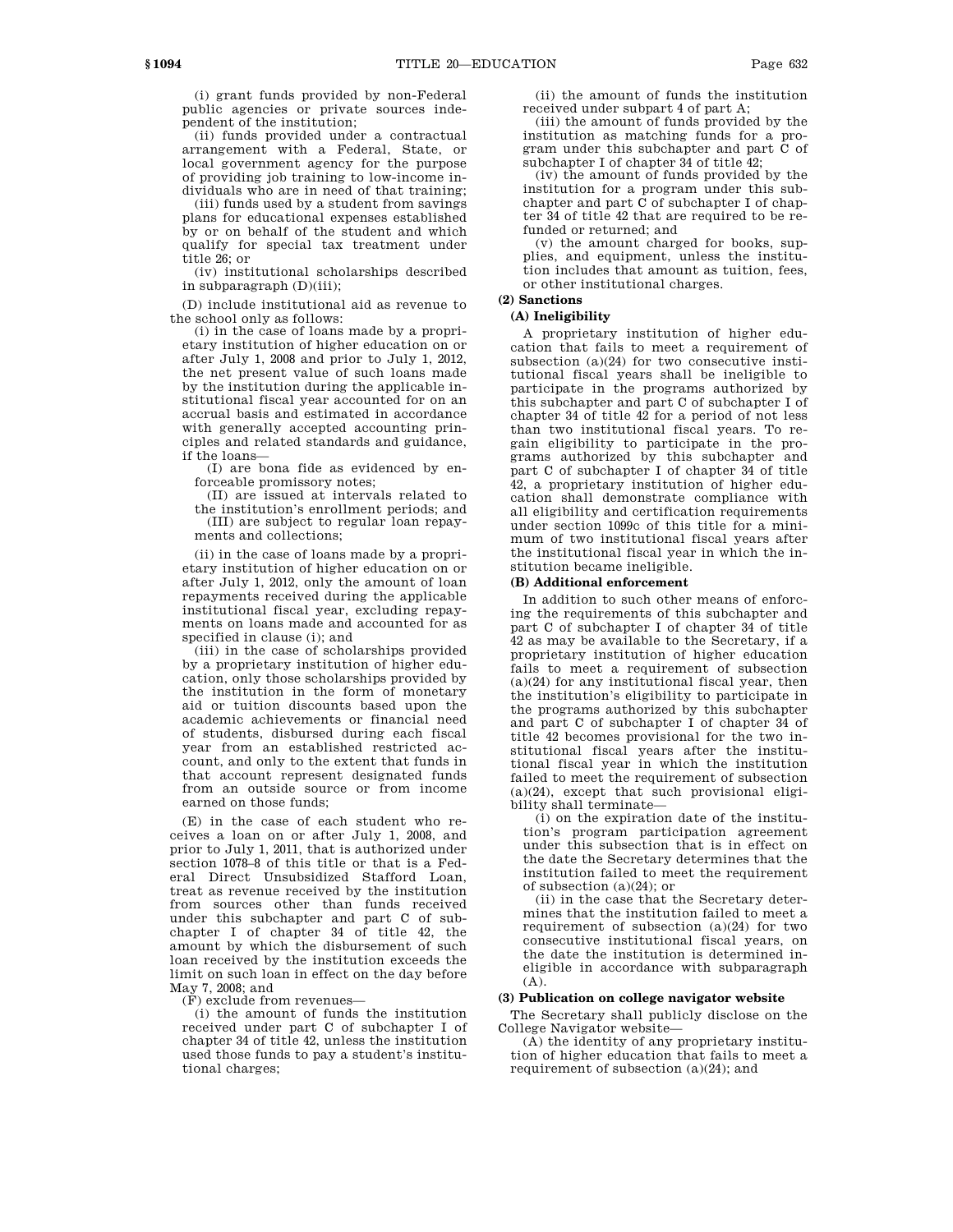(i) grant funds provided by non-Federal public agencies or private sources independent of the institution;

(ii) funds provided under a contractual arrangement with a Federal, State, or local government agency for the purpose of providing job training to low-income individuals who are in need of that training;

(iii) funds used by a student from savings plans for educational expenses established by or on behalf of the student and which qualify for special tax treatment under title 26; or

(iv) institutional scholarships described in subparagraph (D)(iii);

(D) include institutional aid as revenue to the school only as follows:

(i) in the case of loans made by a proprietary institution of higher education on or after July 1, 2008 and prior to July 1, 2012, the net present value of such loans made by the institution during the applicable institutional fiscal year accounted for on an accrual basis and estimated in accordance with generally accepted accounting principles and related standards and guidance, if the loans—

(I) are bona fide as evidenced by enforceable promissory notes;

(II) are issued at intervals related to the institution's enrollment periods; and

(III) are subject to regular loan repayments and collections;

(ii) in the case of loans made by a proprietary institution of higher education on or after July 1, 2012, only the amount of loan repayments received during the applicable institutional fiscal year, excluding repayments on loans made and accounted for as specified in clause (i); and

(iii) in the case of scholarships provided by a proprietary institution of higher education, only those scholarships provided by the institution in the form of monetary aid or tuition discounts based upon the academic achievements or financial need of students, disbursed during each fiscal year from an established restricted account, and only to the extent that funds in that account represent designated funds from an outside source or from income earned on those funds;

(E) in the case of each student who receives a loan on or after July 1, 2008, and prior to July 1, 2011, that is authorized under section 1078–8 of this title or that is a Federal Direct Unsubsidized Stafford Loan, treat as revenue received by the institution from sources other than funds received under this subchapter and part C of subchapter I of chapter 34 of title 42, the amount by which the disbursement of such loan received by the institution exceeds the limit on such loan in effect on the day before May 7, 2008; and

(F) exclude from revenues—

(i) the amount of funds the institution received under part C of subchapter I of chapter 34 of title 42, unless the institution used those funds to pay a student's institutional charges;

(ii) the amount of funds the institution received under subpart 4 of part A;

(iii) the amount of funds provided by the institution as matching funds for a program under this subchapter and part C of subchapter I of chapter 34 of title 42;

(iv) the amount of funds provided by the institution for a program under this subchapter and part C of subchapter I of chapter 34 of title 42 that are required to be refunded or returned; and

(v) the amount charged for books, supplies, and equipment, unless the institution includes that amount as tuition, fees, or other institutional charges.

**(2) Sanctions**

**(A) Ineligibility**

A proprietary institution of higher education that fails to meet a requirement of subsection (a)(24) for two consecutive institutional fiscal years shall be ineligible to participate in the programs authorized by this subchapter and part C of subchapter I of chapter 34 of title 42 for a period of not less than two institutional fiscal years. To regain eligibility to participate in the programs authorized by this subchapter and part C of subchapter I of chapter 34 of title 42, a proprietary institution of higher education shall demonstrate compliance with all eligibility and certification requirements under section 1099c of this title for a minimum of two institutional fiscal years after the institutional fiscal year in which the institution became ineligible.

**(B) Additional enforcement**

In addition to such other means of enforcing the requirements of this subchapter and part C of subchapter I of chapter 34 of title 42 as may be available to the Secretary, if a proprietary institution of higher education fails to meet a requirement of subsection (a)(24) for any institutional fiscal year, then the institution's eligibility to participate in the programs authorized by this subchapter and part C of subchapter I of chapter 34 of title 42 becomes provisional for the two institutional fiscal years after the institutional fiscal year in which the institution failed to meet the requirement of subsection (a)(24), except that such provisional eligibility shall terminate—

(i) on the expiration date of the institution's program participation agreement under this subsection that is in effect on the date the Secretary determines that the institution failed to meet the requirement of subsection (a)(24); or

(ii) in the case that the Secretary determines that the institution failed to meet a requirement of subsection (a)(24) for two consecutive institutional fiscal years, on the date the institution is determined ineligible in accordance with subparagraph (A).

**(3) Publication on college navigator website**

The Secretary shall publicly disclose on the College Navigator website—

(A) the identity of any proprietary institution of higher education that fails to meet a requirement of subsection (a)(24); and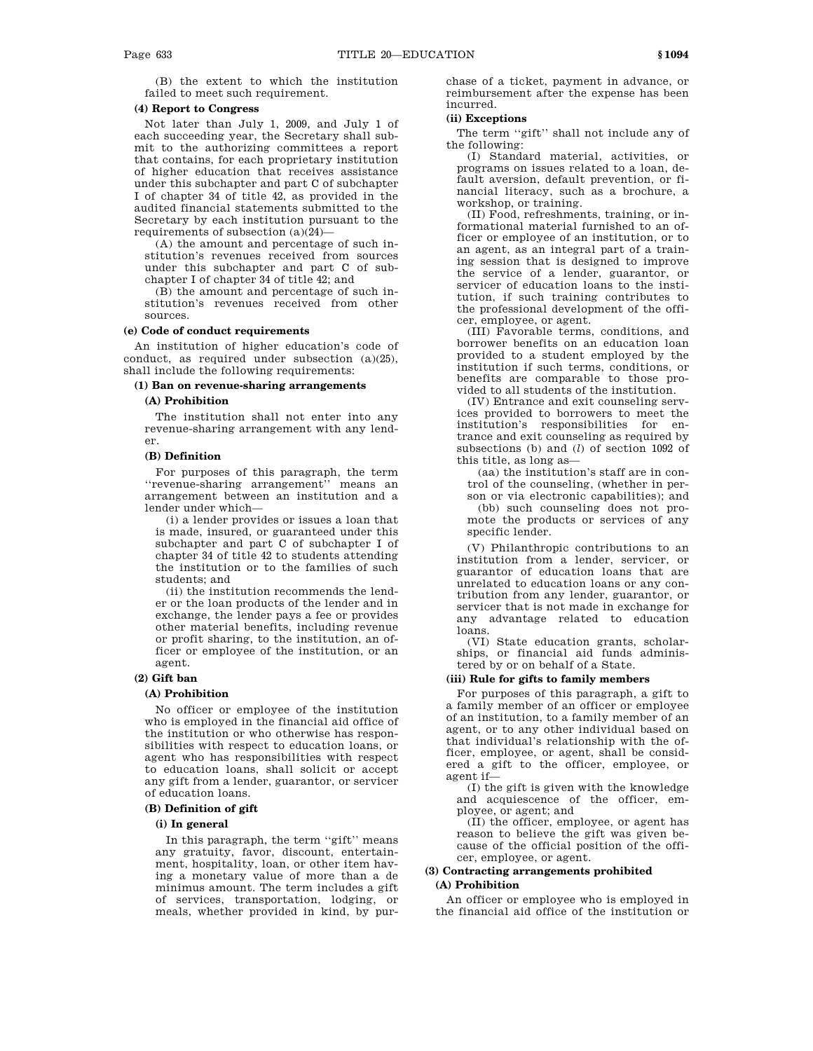(B) the extent to which the institution failed to meet such requirement.

**(4) Report to Congress**

Not later than July 1, 2009, and July 1 of each succeeding year, the Secretary shall submit to the authorizing committees a report that contains, for each proprietary institution of higher education that receives assistance under this subchapter and part C of subchapter I of chapter 34 of title 42, as provided in the audited financial statements submitted to the Secretary by each institution pursuant to the requirements of subsection (a)(24)—

(A) the amount and percentage of such institution's revenues received from sources under this subchapter and part C of subchapter I of chapter 34 of title 42; and

(B) the amount and percentage of such institution's revenues received from other sources.

**(e) Code of conduct requirements**

An institution of higher education's code of conduct, as required under subsection (a)(25), shall include the following requirements:

**(1) Ban on revenue-sharing arrangements**

**(A) Prohibition**

The institution shall not enter into any revenue-sharing arrangement with any lender.

**(B) Definition**

For purposes of this paragraph, the term ''revenue-sharing arrangement'' means an arrangement between an institution and a lender under which—

(i) a lender provides or issues a loan that is made, insured, or guaranteed under this subchapter and part C of subchapter I of chapter 34 of title 42 to students attending the institution or to the families of such students; and

(ii) the institution recommends the lender or the loan products of the lender and in exchange, the lender pays a fee or provides other material benefits, including revenue or profit sharing, to the institution, an officer or employee of the institution, or an agent.

**(2) Gift ban**

**(A) Prohibition**

No officer or employee of the institution who is employed in the financial aid office of the institution or who otherwise has responsibilities with respect to education loans, or agent who has responsibilities with respect to education loans, shall solicit or accept any gift from a lender, guarantor, or servicer of education loans.

**(B) Definition of gift**

**(i) In general**

In this paragraph, the term ''gift'' means any gratuity, favor, discount, entertainment, hospitality, loan, or other item having a monetary value of more than a de minimus amount. The term includes a gift of services, transportation, lodging, or meals, whether provided in kind, by purchase of a ticket, payment in advance, or reimbursement after the expense has been incurred.

**(ii) Exceptions**

The term ''gift'' shall not include any of the following:

(I) Standard material, activities, or programs on issues related to a loan, default aversion, default prevention, or financial literacy, such as a brochure, a workshop, or training.

(II) Food, refreshments, training, or informational material furnished to an officer or employee of an institution, or to an agent, as an integral part of a training session that is designed to improve the service of a lender, guarantor, or servicer of education loans to the institution, if such training contributes to the professional development of the officer, employee, or agent.

(III) Favorable terms, conditions, and borrower benefits on an education loan provided to a student employed by the institution if such terms, conditions, or benefits are comparable to those provided to all students of the institution.

(IV) Entrance and exit counseling services provided to borrowers to meet the institution's responsibilities for entrance and exit counseling as required by subsections (b) and (*l*) of section 1092 of this title, as long as—

(aa) the institution's staff are in control of the counseling, (whether in person or via electronic capabilities); and

(bb) such counseling does not promote the products or services of any specific lender.

(V) Philanthropic contributions to an institution from a lender, servicer, or guarantor of education loans that are unrelated to education loans or any contribution from any lender, guarantor, or servicer that is not made in exchange for any advantage related to education loans.

(VI) State education grants, scholarships, or financial aid funds administered by or on behalf of a State.

**(iii) Rule for gifts to family members**

For purposes of this paragraph, a gift to a family member of an officer or employee of an institution, to a family member of an agent, or to any other individual based on that individual's relationship with the officer, employee, or agent, shall be considered a gift to the officer, employee, or agent if—

(I) the gift is given with the knowledge and acquiescence of the officer, employee, or agent; and

(II) the officer, employee, or agent has reason to believe the gift was given because of the official position of the officer, employee, or agent.

**(3) Contracting arrangements prohibited**

**(A) Prohibition**

An officer or employee who is employed in the financial aid office of the institution or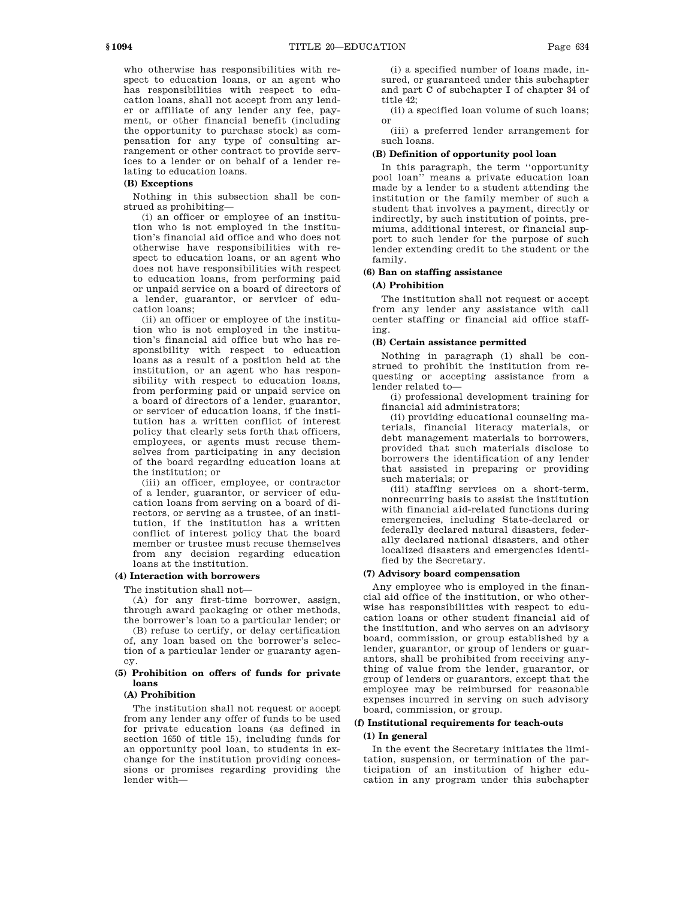who otherwise has responsibilities with respect to education loans, or an agent who has responsibilities with respect to education loans, shall not accept from any lender or affiliate of any lender any fee, payment, or other financial benefit (including the opportunity to purchase stock) as compensation for any type of consulting arrangement or other contract to provide services to a lender or on behalf of a lender relating to education loans.

**(B) Exceptions**

Nothing in this subsection shall be construed as prohibiting—

(i) an officer or employee of an institution who is not employed in the institution's financial aid office and who does not otherwise have responsibilities with respect to education loans, or an agent who does not have responsibilities with respect to education loans, from performing paid or unpaid service on a board of directors of a lender, guarantor, or servicer of education loans;

(ii) an officer or employee of the institution who is not employed in the institution's financial aid office but who has responsibility with respect to education loans as a result of a position held at the institution, or an agent who has responsibility with respect to education loans, from performing paid or unpaid service on a board of directors of a lender, guarantor, or servicer of education loans, if the institution has a written conflict of interest policy that clearly sets forth that officers, employees, or agents must recuse themselves from participating in any decision of the board regarding education loans at the institution; or

(iii) an officer, employee, or contractor of a lender, guarantor, or servicer of education loans from serving on a board of directors, or serving as a trustee, of an institution, if the institution has a written conflict of interest policy that the board member or trustee must recuse themselves from any decision regarding education loans at the institution.

**(4) Interaction with borrowers**

The institution shall not—

(A) for any first-time borrower, assign, through award packaging or other methods, the borrower's loan to a particular lender; or

(B) refuse to certify, or delay certification of, any loan based on the borrower's selection of a particular lender or guaranty agency.

**(5) Prohibition on offers of funds for private loans**

**(A) Prohibition**

The institution shall not request or accept from any lender any offer of funds to be used for private education loans (as defined in section 1650 of title 15), including funds for an opportunity pool loan, to students in exchange for the institution providing concessions or promises regarding providing the lender with—

(i) a specified number of loans made, insured, or guaranteed under this subchapter and part C of subchapter I of chapter 34 of title 42;

(ii) a specified loan volume of such loans; or

(iii) a preferred lender arrangement for such loans.

**(B) Definition of opportunity pool loan**

In this paragraph, the term ''opportunity pool loan'' means a private education loan made by a lender to a student attending the institution or the family member of such a student that involves a payment, directly or indirectly, by such institution of points, premiums, additional interest, or financial support to such lender for the purpose of such lender extending credit to the student or the family.

**(6) Ban on staffing assistance**

**(A) Prohibition**

The institution shall not request or accept from any lender any assistance with call center staffing or financial aid office staffing.

**(B) Certain assistance permitted**

Nothing in paragraph (1) shall be construed to prohibit the institution from requesting or accepting assistance from a lender related to—

(i) professional development training for financial aid administrators;

(ii) providing educational counseling materials, financial literacy materials, or debt management materials to borrowers, provided that such materials disclose to borrowers the identification of any lender that assisted in preparing or providing such materials; or

(iii) staffing services on a short-term, nonrecurring basis to assist the institution with financial aid-related functions during emergencies, including State-declared or federally declared natural disasters, federally declared national disasters, and other localized disasters and emergencies identified by the Secretary.

**(7) Advisory board compensation**

Any employee who is employed in the financial aid office of the institution, or who otherwise has responsibilities with respect to education loans or other student financial aid of the institution, and who serves on an advisory board, commission, or group established by a lender, guarantor, or group of lenders or guarantors, shall be prohibited from receiving anything of value from the lender, guarantor, or group of lenders or guarantors, except that the employee may be reimbursed for reasonable expenses incurred in serving on such advisory board, commission, or group.

**(f) Institutional requirements for teach-outs**

**(1) In general**

In the event the Secretary initiates the limitation, suspension, or termination of the participation of an institution of higher education in any program under this subchapter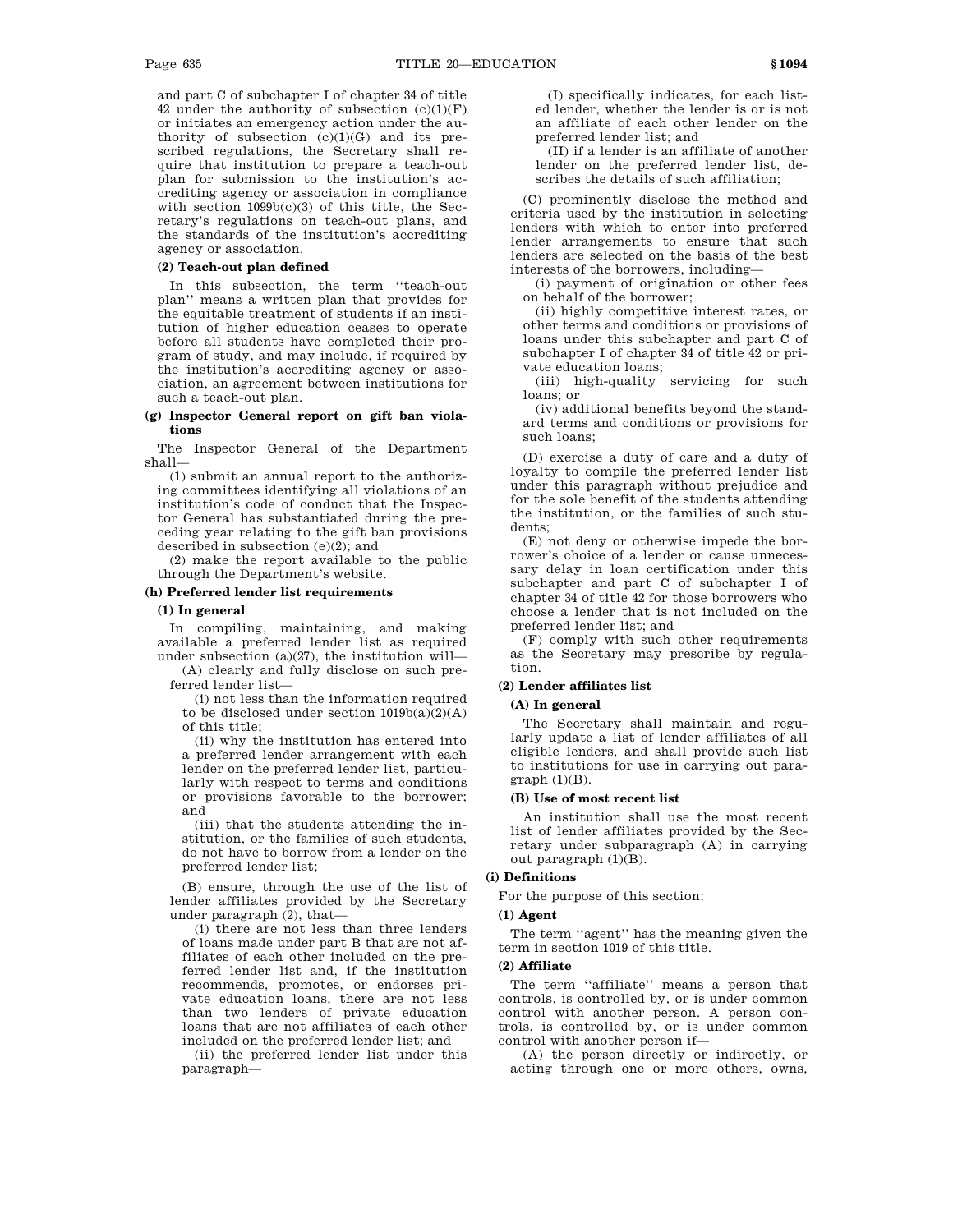and part C of subchapter I of chapter 34 of title 42 under the authority of subsection (c)(1)(F) or initiates an emergency action under the authority of subsection (c)(1)(G) and its prescribed regulations, the Secretary shall require that institution to prepare a teach-out plan for submission to the institution's accrediting agency or association in compliance with section 1099b(c)(3) of this title, the Secretary's regulations on teach-out plans, and the standards of the institution's accrediting agency or association.

**(2) Teach-out plan defined**

In this subsection, the term "teach-out plan" means a written plan that provides for the equitable treatment of students if an institution of higher education ceases to operate before all students have completed their program of study, and may include, if required by the institution's accrediting agency or association, an agreement between institutions for such a teach-out plan.

#### (g) Inspector General report on gift ban violations

The Inspector General of the Department shall—

(1) submit an annual report to the authorizing committees identifying all violations of an institution's code of conduct that the Inspector General has substantiated during the preceding year relating to the gift ban provisions described in subsection (e)(2); and

(2) make the report available to the public through the Department's website.

#### (h) Preferred lender list requirements

**(1) In general**

In compiling, maintaining, and making available a preferred lender list as required under subsection (a)(27), the institution will—

(A) clearly and fully disclose on such preferred lender list—

(i) not less than the information required to be disclosed under section 1019b(a)(2)(A) of this title;

(ii) why the institution has entered into a preferred lender arrangement with each lender on the preferred lender list, particularly with respect to terms and conditions or provisions favorable to the borrower; and

(iii) that the students attending the institution, or the families of such students, do not have to borrow from a lender on the preferred lender list;

(B) ensure, through the use of the list of lender affiliates provided by the Secretary under paragraph (2), that—

(i) there are not less than three lenders of loans made under part B that are not affiliates of each other included on the preferred lender list and, if the institution recommends, promotes, or endorses private education loans, there are not less than two lenders of private education loans that are not affiliates of each other included on the preferred lender list; and

(ii) the preferred lender list under this paragraph—

(I) specifically indicates, for each listed lender, whether the lender is or is not an affiliate of each other lender on the preferred lender list; and

(II) if a lender is an affiliate of another lender on the preferred lender list, describes the details of such affiliation;

(C) prominently disclose the method and criteria used by the institution in selecting lenders with which to enter into preferred lender arrangements to ensure that such lenders are selected on the basis of the best interests of the borrowers, including—

(i) payment of origination or other fees on behalf of the borrower;

(ii) highly competitive interest rates, or other terms and conditions or provisions of loans under this subchapter and part C of subchapter I of chapter 34 of title 42 or private education loans;

(iii) high-quality servicing for such loans; or

(iv) additional benefits beyond the standard terms and conditions or provisions for such loans;

(D) exercise a duty of care and a duty of loyalty to compile the preferred lender list under this paragraph without prejudice and for the sole benefit of the students attending the institution, or the families of such students;

(E) not deny or otherwise impede the borrower's choice of a lender or cause unnecessary delay in loan certification under this subchapter and part C of subchapter I of chapter 34 of title 42 for those borrowers who choose a lender that is not included on the preferred lender list; and

(F) comply with such other requirements as the Secretary may prescribe by regulation.

**(2) Lender affiliates list**

**(A) In general**

The Secretary shall maintain and regularly update a list of lender affiliates of all eligible lenders, and shall provide such list to institutions for use in carrying out paragraph (1)(B).

**(B) Use of most recent list**

An institution shall use the most recent list of lender affiliates provided by the Secretary under subparagraph (A) in carrying out paragraph (1)(B).

#### (i) Definitions

For the purpose of this section:

**(1) Agent**

The term "agent" has the meaning given the term in section 1019 of this title.

**(2) Affiliate**

The term "affiliate" means a person that controls, is controlled by, or is under common control with another person. A person controls, is controlled by, or is under common control with another person if—

(A) the person directly or indirectly, or acting through one or more others, owns,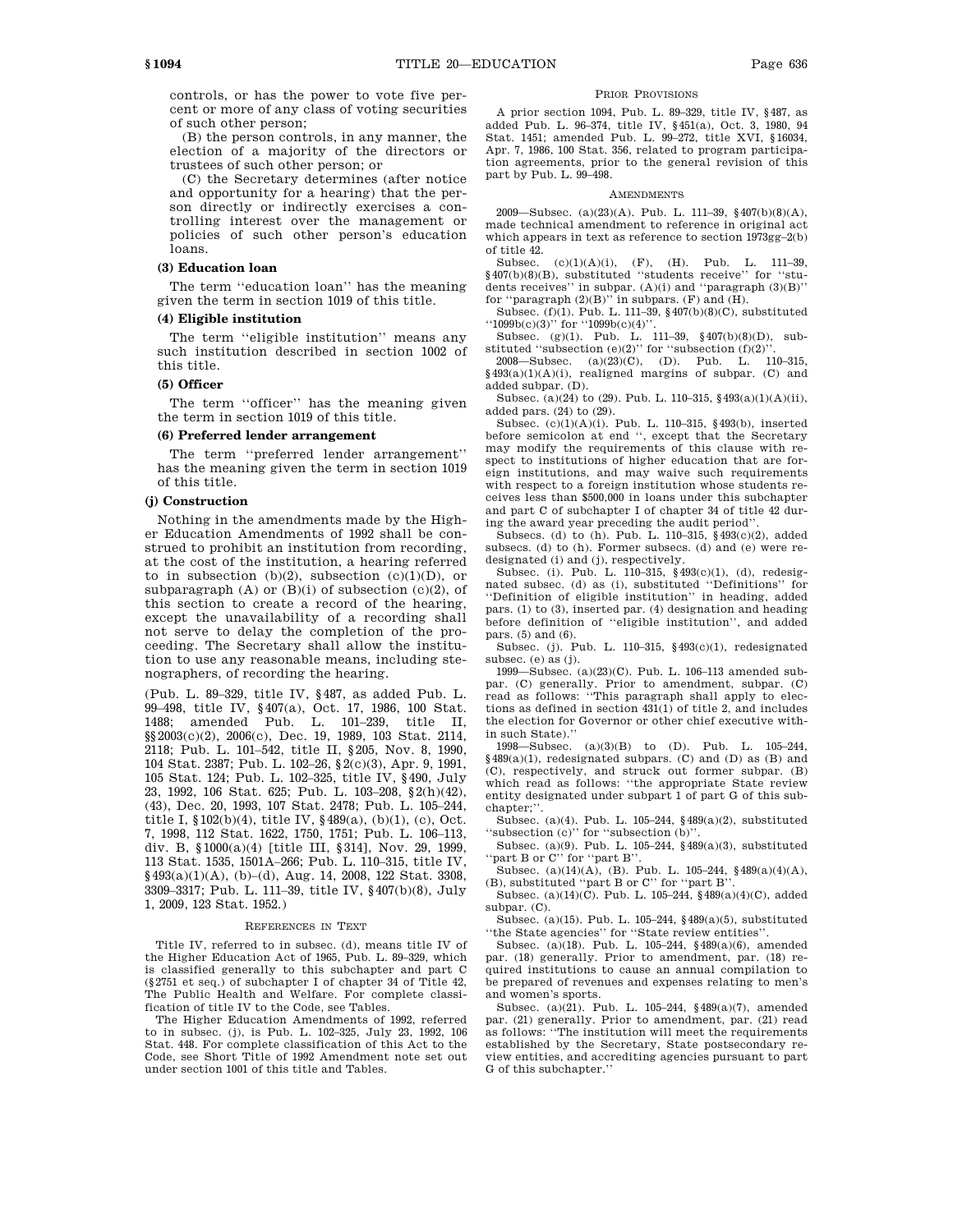controls, or has the power to vote five percent or more of any class of voting securities of such other person;

(B) the person controls, in any manner, the election of a majority of the directors or trustees of such other person; or

(C) the Secretary determines (after notice and opportunity for a hearing) that the person directly or indirectly exercises a controlling interest over the management or policies of such other person's education loans.

**(3) Education loan**

The term "education loan" has the meaning given the term in section 1019 of this title.

**(4) Eligible institution**

The term "eligible institution" means any such institution described in section 1002 of this title.

**(5) Officer**

The term "officer" has the meaning given the term in section 1019 of this title.

**(6) Preferred lender arrangement**

The term "preferred lender arrangement" has the meaning given the term in section 1019 of this title.

**(j) Construction**

Nothing in the amendments made by the Higher Education Amendments of 1992 shall be construed to prohibit an institution from recording, at the cost of the institution, a hearing referred to in subsection (b)(2), subsection (c)(1)(D), or subparagraph (A) or (B)(i) of subsection (c)(2), of this section to create a record of the hearing, except the unavailability of a recording shall not serve to delay the completion of the proceeding. The Secretary shall allow the institution to use any reasonable means, including stenographers, of recording the hearing.

(Pub. L. 89–329, title IV, §487, as added Pub. L. 99–498, title IV, §407(a), Oct. 17, 1986, 100 Stat. 1488; amended Pub. L. 101–239, title II, §§2003(c)(2), 2006(c), Dec. 19, 1989, 103 Stat. 2114, 2118; Pub. L. 101–542, title II, §205, Nov. 8, 1990, 104 Stat. 2387; Pub. L. 102–26, §2(c)(3), Apr. 9, 1991, 105 Stat. 124; Pub. L. 102–325, title IV, §490, July 23, 1992, 106 Stat. 625; Pub. L. 103–208, §2(h)(42), (43), Dec. 20, 1993, 107 Stat. 2478; Pub. L. 105–244, title I, §102(b)(4), title IV, §489(a), (b)(1), (c), Oct. 7, 1998, 112 Stat. 1622, 1750, 1751; Pub. L. 106–113, div. B, §1000(a)(4) [title III, §314], Nov. 29, 1999, 113 Stat. 1535, 1501A–266; Pub. L. 110–315, title IV, §493(a)(1)(A), (b)–(d), Aug. 14, 2008, 122 Stat. 3308, 3309–3317; Pub. L. 111–39, title IV, §407(b)(8), July 1, 2009, 123 Stat. 1952.)

REFERENCES IN TEXT

Title IV, referred to in subsec. (d), means title IV of the Higher Education Act of 1965, Pub. L. 89–329, which is classified generally to this subchapter and part C (§2751 et seq.) of subchapter I of chapter 34 of Title 42, The Public Health and Welfare. For complete classification of title IV to the Code, see Tables.

The Higher Education Amendments of 1992, referred to in subsec. (j), is Pub. L. 102–325, July 23, 1992, 106 Stat. 448. For complete classification of this Act to the Code, see Short Title of 1992 Amendment note set out under section 1001 of this title and Tables.

PRIOR PROVISIONS

A prior section 1094, Pub. L. 89–329, title IV, §487, as added Pub. L. 96–374, title IV, §451(a), Oct. 3, 1980, 94 Stat. 1451; amended Pub. L. 99–272, title XVI, §16034, Apr. 7, 1986, 100 Stat. 356, related to program participation agreements, prior to the general revision of this part by Pub. L. 99–498.

AMENDMENTS

2009—Subsec. (a)(23)(A). Pub. L. 111–39, §407(b)(8)(A), made technical amendment to reference in original act which appears in text as reference to section 1973gg–2(b) of title 42.

Subsec. (c)(1)(A)(i), (F), (H). Pub. L. 111–39, §407(b)(8)(B), substituted "students receive" for "students receives" in subpar. (A)(i) and "paragraph (3)(B)" for "paragraph (2)(B)" in subpars. (F) and (H).

Subsec. (f)(1). Pub. L. 111–39, §407(b)(8)(C), substituted "1099b(c)(3)" for "1099b(c)(4)".

Subsec. (g)(1). Pub. L. 111–39, §407(b)(8)(D), substituted "subsection (e)(2)" for "subsection (f)(2)".

2008—Subsec. (a)(23)(C), (D). Pub. L. 110–315, §493(a)(1)(A)(i), realigned margins of subpar. (C) and added subpar. (D).

Subsec. (a)(24) to (29). Pub. L. 110–315, §493(a)(1)(A)(ii), added pars. (24) to (29).

Subsec. (c)(1)(A)(i). Pub. L. 110–315, §493(b), inserted before semicolon at end ", except that the Secretary may modify the requirements of this clause with respect to institutions of higher education that are foreign institutions, and may waive such requirements with respect to a foreign institution whose students receives less than $500,000 in loans under this subchapter and part C of subchapter I of chapter 34 of title 42 during the award year preceding the audit period".

Subsecs. (d) to (h). Pub. L. 110–315, §493(c)(2), added subsecs. (d) to (h). Former subsecs. (d) and (e) were redesignated (i) and (j), respectively.

Subsec. (i). Pub. L. 110–315, §493(c)(1), (d), redesignated subsec. (d) as (i), substituted "Definitions" for "Definition of eligible institution" in heading, added pars. (1) to (3), inserted par. (4) designation and heading before definition of "eligible institution", and added pars. (5) and (6).

Subsec. (j). Pub. L. 110–315, §493(c)(1), redesignated subsec. (e) as (j).

1999—Subsec. (a)(23)(C). Pub. L. 106–113 amended subpar. (C) generally. Prior to amendment, subpar. (C) read as follows: "This paragraph shall apply to elections as defined in section 431(1) of title 2, and includes the election for Governor or other chief executive within such State)."

1998—Subsec. (a)(3)(B) to (D). Pub. L. 105–244, §489(a)(1), redesignated subpars. (C) and (D) as (B) and (C), respectively, and struck out former subpar. (B) which read as follows: "the appropriate State review entity designated under subpart 1 of part G of this subchapter;".

Subsec. (a)(4). Pub. L. 105–244, §489(a)(2), substituted "subsection (c)" for "subsection (b)".

Subsec. (a)(9). Pub. L. 105–244, §489(a)(3), substituted "part B or C" for "part B".

Subsec. (a)(14)(A), (B). Pub. L. 105–244, §489(a)(4)(A), (B), substituted "part B or C" for "part B".

Subsec. (a)(14)(C). Pub. L. 105–244, §489(a)(4)(C), added subpar. (C).

Subsec. (a)(15). Pub. L. 105–244, §489(a)(5), substituted "the State agencies" for "State review entities".

Subsec. (a)(18). Pub. L. 105–244, §489(a)(6), amended par. (18) generally. Prior to amendment, par. (18) required institutions to cause an annual compilation to be prepared of revenues and expenses relating to men's and women's sports.

Subsec. (a)(21). Pub. L. 105–244, §489(a)(7), amended par. (21) generally. Prior to amendment, par. (21) read as follows: "The institution will meet the requirements established by the Secretary, State postsecondary review entities, and accrediting agencies pursuant to part G of this subchapter."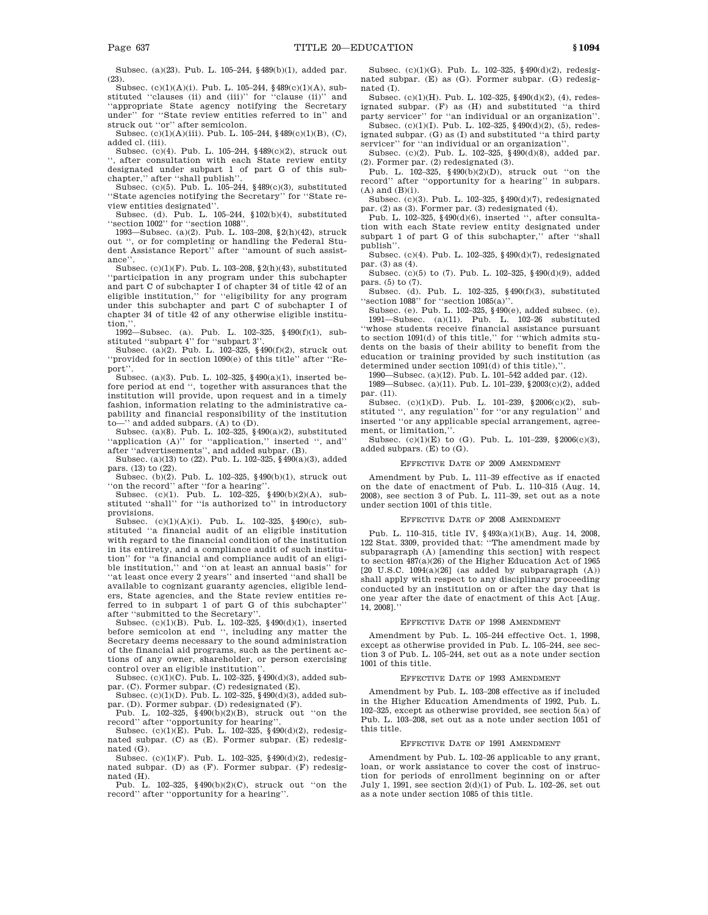Subsec. (a)(23). Pub. L. 105–244, §489(b)(1), added par. (23).

Subsec. (c)(1)(A)(i). Pub. L. 105–244, §489(c)(1)(A), substituted ''clauses (ii) and (iii)'' for ''clause (ii)'' and ''appropriate State agency notifying the Secretary under'' for ''State review entities referred to in'' and struck out ''or'' after semicolon.

Subsec. (c)(1)(A)(iii). Pub. L. 105–244, §489(c)(1)(B), (C), added cl. (iii).

Subsec. (c)(4). Pub. L. 105–244, §489(c)(2), struck out '', after consultation with each State review entity designated under subpart 1 of part G of this subchapter,'' after ''shall publish''.

Subsec. (c)(5). Pub. L. 105–244, §489(c)(3), substituted ''State agencies notifying the Secretary'' for ''State review entities designated''.

Subsec. (d). Pub. L. 105–244, §102(b)(4), substituted ''section 1002'' for ''section 1088''.

1993—Subsec. (a)(2). Pub. L. 103–208, §2(h)(42), struck out '', or for completing or handling the Federal Student Assistance Report'' after ''amount of such assistance''.

Subsec. (c)(1)(F). Pub. L. 103–208, §2(h)(43), substituted ''participation in any program under this subchapter and part C of subchapter I of chapter 34 of title 42 of an eligible institution,'' for ''eligibility for any program under this subchapter and part C of subchapter I of chapter 34 of title 42 of any otherwise eligible institution,''.

1992—Subsec. (a). Pub. L. 102–325, §490(f)(1), substituted ''subpart 4'' for ''subpart 3''.

Subsec. (a)(2). Pub. L. 102–325, §490(f)(2), struck out ''provided for in section 1090(e) of this title'' after ''Report''.

Subsec. (a)(3). Pub. L. 102–325, §490(a)(1), inserted before period at end '', together with assurances that the institution will provide, upon request and in a timely fashion, information relating to the administrative capability and financial responsibility of the institution to—'' and added subpars. (A) to (D).

Subsec. (a)(8). Pub. L. 102–325, §490(a)(2), substituted ''application (A)'' for ''application,'' inserted '', and'' after ''advertisements'', and added subpar. (B).

Subsec. (a)(13) to (22). Pub. L. 102–325, §490(a)(3), added pars. (13) to (22).

Subsec. (b)(2). Pub. L. 102–325, §490(b)(1), struck out ''on the record'' after ''for a hearing''.

Subsec. (c)(1). Pub. L. 102–325, §490(b)(2)(A), substituted ''shall'' for ''is authorized to'' in introductory provisions.

Subsec. (c)(1)(A)(i). Pub. L. 102–325, §490(c), substituted ''a financial audit of an eligible institution with regard to the financial condition of the institution in its entirety, and a compliance audit of such institution'' for ''a financial and compliance audit of an eligible institution,'' and ''on at least an annual basis'' for ''at least once every 2 years'' and inserted ''and shall be available to cognizant guaranty agencies, eligible lenders, State agencies, and the State review entities referred to in subpart 1 of part G of this subchapter'' after ''submitted to the Secretary''.

Subsec. (c)(1)(B). Pub. L. 102–325, §490(d)(1), inserted before semicolon at end '', including any matter the Secretary deems necessary to the sound administration of the financial aid programs, such as the pertinent actions of any owner, shareholder, or person exercising control over an eligible institution''.

Subsec. (c)(1)(C). Pub. L. 102–325, §490(d)(3), added subpar. (C). Former subpar. (C) redesignated (E).

Subsec. (c)(1)(D). Pub. L. 102–325, §490(d)(3), added subpar. (D). Former subpar. (D) redesignated (F).

Pub. L. 102–325, §490(b)(2)(B), struck out ''on the record'' after ''opportunity for hearing''.

Subsec. (c)(1)(E). Pub. L. 102–325, §490(d)(2), redesignated subpar. (C) as (E). Former subpar. (E) redesignated (G).

Subsec. (c)(1)(F). Pub. L. 102–325, §490(d)(2), redesignated subpar. (D) as (F). Former subpar. (F) redesignated (H).

Pub. L. 102–325, §490(b)(2)(C), struck out ''on the record'' after ''opportunity for a hearing''.

Subsec. (c)(1)(G). Pub. L. 102–325, §490(d)(2), redesignated subpar. (E) as (G). Former subpar. (G) redesignated (I).

Subsec. (c)(1)(H). Pub. L. 102–325, §490(d)(2), (4), redesignated subpar. (F) as (H) and substituted ''a third party servicer'' for ''an individual or an organization''.

Subsec. (c)(1)(I). Pub. L. 102–325, §490(d)(2), (5), redesignated subpar. (G) as (I) and substituted ''a third party servicer'' for ''an individual or an organization''.

Subsec. (c)(2). Pub. L. 102–325, §490(d)(8), added par. (2). Former par. (2) redesignated (3).

Pub. L. 102–325, §490(b)(2)(D), struck out ''on the record'' after ''opportunity for a hearing'' in subpars. (A) and (B)(i).

Subsec. (c)(3). Pub. L. 102–325, §490(d)(7), redesignated par. (2) as (3). Former par. (3) redesignated (4).

Pub. L. 102–325, §490(d)(6), inserted '', after consultation with each State review entity designated under subpart 1 of part G of this subchapter,'' after ''shall publish''.

Subsec. (c)(4). Pub. L. 102–325, §490(d)(7), redesignated par. (3) as (4).

Subsec. (c)(5) to (7). Pub. L. 102–325, §490(d)(9), added pars. (5) to (7).

Subsec. (d). Pub. L. 102–325, §490(f)(3), substituted ''section 1088'' for ''section 1085(a)''.

Subsec. (e). Pub. L. 102–325, §490(e), added subsec. (e).

1991—Subsec. (a)(11). Pub. L. 102–26 substituted ''whose students receive financial assistance pursuant to section 1091(d) of this title,'' for ''which admits students on the basis of their ability to benefit from the education or training provided by such institution (as determined under section 1091(d) of this title),''.

1990—Subsec. (a)(12). Pub. L. 101–542 added par. (12).

1989—Subsec. (a)(11). Pub. L. 101–239, §2003(c)(2), added par. (11).

Subsec. (c)(1)(D). Pub. L. 101–239, §2006(c)(2), substituted '', any regulation'' for ''or any regulation'' and inserted ''or any applicable special arrangement, agreement, or limitation,''.

Subsec. (c)(1)(E) to (G). Pub. L. 101–239, §2006(c)(3), added subpars. (E) to (G).

## Effective Date of 2009 Amendment

Amendment by Pub. L. 111–39 effective as if enacted on the date of enactment of Pub. L. 110–315 (Aug. 14, 2008), see section 3 of Pub. L. 111–39, set out as a note under section 1001 of this title.

## Effective Date of 2008 Amendment

Pub. L. 110–315, title IV, §493(a)(1)(B), Aug. 14, 2008, 122 Stat. 3309, provided that: ''The amendment made by subparagraph (A) [amending this section] with respect to section 487(a)(26) of the Higher Education Act of 1965 [20 U.S.C. 1094(a)(26)] (as added by subparagraph (A)) shall apply with respect to any disciplinary proceeding conducted by an institution on or after the day that is one year after the date of enactment of this Act [Aug. 14, 2008].''

## Effective Date of 1998 Amendment

Amendment by Pub. L. 105–244 effective Oct. 1, 1998, except as otherwise provided in Pub. L. 105–244, see section 3 of Pub. L. 105–244, set out as a note under section 1001 of this title.

## Effective Date of 1993 Amendment

Amendment by Pub. L. 103–208 effective as if included in the Higher Education Amendments of 1992, Pub. L. 102–325, except as otherwise provided, see section 5(a) of Pub. L. 103–208, set out as a note under section 1051 of this title.

## Effective Date of 1991 Amendment

Amendment by Pub. L. 102–26 applicable to any grant, loan, or work assistance to cover the cost of instruction for periods of enrollment beginning on or after July 1, 1991, see section 2(d)(1) of Pub. L. 102–26, set out as a note under section 1085 of this title.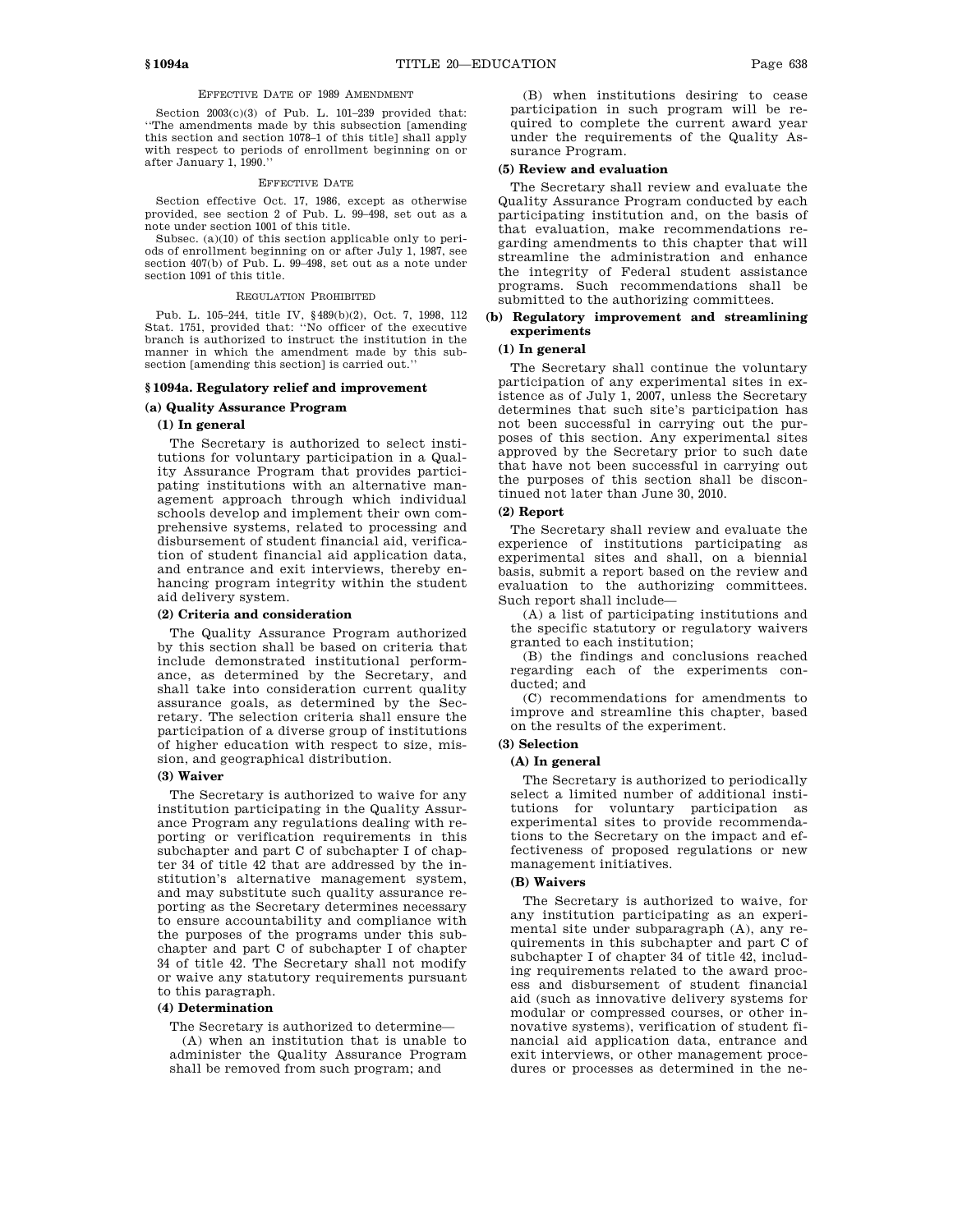EFFECTIVE DATE OF 1989 AMENDMENT

Section 2003(c)(3) of Pub. L. 101–239 provided that: ''The amendments made by this subsection [amending this section and section 1078–1 of this title] shall apply with respect to periods of enrollment beginning on or after January 1, 1990.''

EFFECTIVE DATE

Section effective Oct. 17, 1986, except as otherwise provided, see section 2 of Pub. L. 99–498, set out as a note under section 1001 of this title.

Subsec. (a)(10) of this section applicable only to periods of enrollment beginning on or after July 1, 1987, see section 407(b) of Pub. L. 99–498, set out as a note under section 1091 of this title.

REGULATION PROHIBITED

Pub. L. 105–244, title IV, §489(b)(2), Oct. 7, 1998, 112 Stat. 1751, provided that: ''No officer of the executive branch is authorized to instruct the institution in the manner in which the amendment made by this subsection [amending this section] is carried out.''

## §1094a. Regulatory relief and improvement

### (a) Quality Assurance Program

#### (1) In general

The Secretary is authorized to select institutions for voluntary participation in a Quality Assurance Program that provides participating institutions with an alternative management approach through which individual schools develop and implement their own comprehensive systems, related to processing and disbursement of student financial aid, verification of student financial aid application data, and entrance and exit interviews, thereby enhancing program integrity within the student aid delivery system.

#### (2) Criteria and consideration

The Quality Assurance Program authorized by this section shall be based on criteria that include demonstrated institutional performance, as determined by the Secretary, and shall take into consideration current quality assurance goals, as determined by the Secretary. The selection criteria shall ensure the participation of a diverse group of institutions of higher education with respect to size, mission, and geographical distribution.

#### (3) Waiver

The Secretary is authorized to waive for any institution participating in the Quality Assurance Program any regulations dealing with reporting or verification requirements in this subchapter and part C of subchapter I of chapter 34 of title 42 that are addressed by the institution's alternative management system, and may substitute such quality assurance reporting as the Secretary determines necessary to ensure accountability and compliance with the purposes of the programs under this subchapter and part C of subchapter I of chapter 34 of title 42. The Secretary shall not modify or waive any statutory requirements pursuant to this paragraph.

#### (4) Determination

The Secretary is authorized to determine—

(A) when an institution that is unable to administer the Quality Assurance Program shall be removed from such program; and

(B) when institutions desiring to cease participation in such program will be required to complete the current award year under the requirements of the Quality Assurance Program.

#### (5) Review and evaluation

The Secretary shall review and evaluate the Quality Assurance Program conducted by each participating institution and, on the basis of that evaluation, make recommendations regarding amendments to this chapter that will streamline the administration and enhance the integrity of Federal student assistance programs. Such recommendations shall be submitted to the authorizing committees.

### (b) Regulatory improvement and streamlining experiments

#### (1) In general

The Secretary shall continue the voluntary participation of any experimental sites in existence as of July 1, 2007, unless the Secretary determines that such site's participation has not been successful in carrying out the purposes of this section. Any experimental sites approved by the Secretary prior to such date that have not been successful in carrying out the purposes of this section shall be discontinued not later than June 30, 2010.

#### (2) Report

The Secretary shall review and evaluate the experience of institutions participating as experimental sites and shall, on a biennial basis, submit a report based on the review and evaluation to the authorizing committees. Such report shall include—

(A) a list of participating institutions and the specific statutory or regulatory waivers granted to each institution;

(B) the findings and conclusions reached regarding each of the experiments conducted; and

(C) recommendations for amendments to improve and streamline this chapter, based on the results of the experiment.

#### (3) Selection

##### (A) In general

The Secretary is authorized to periodically select a limited number of additional institutions for voluntary participation as experimental sites to provide recommendations to the Secretary on the impact and effectiveness of proposed regulations or new management initiatives.

##### (B) Waivers

The Secretary is authorized to waive, for any institution participating as an experimental site under subparagraph (A), any requirements in this subchapter and part C of subchapter I of chapter 34 of title 42, including requirements related to the award process and disbursement of student financial aid (such as innovative delivery systems for modular or compressed courses, or other innovative systems), verification of student financial aid application data, entrance and exit interviews, or other management procedures or processes as determined in the ne-